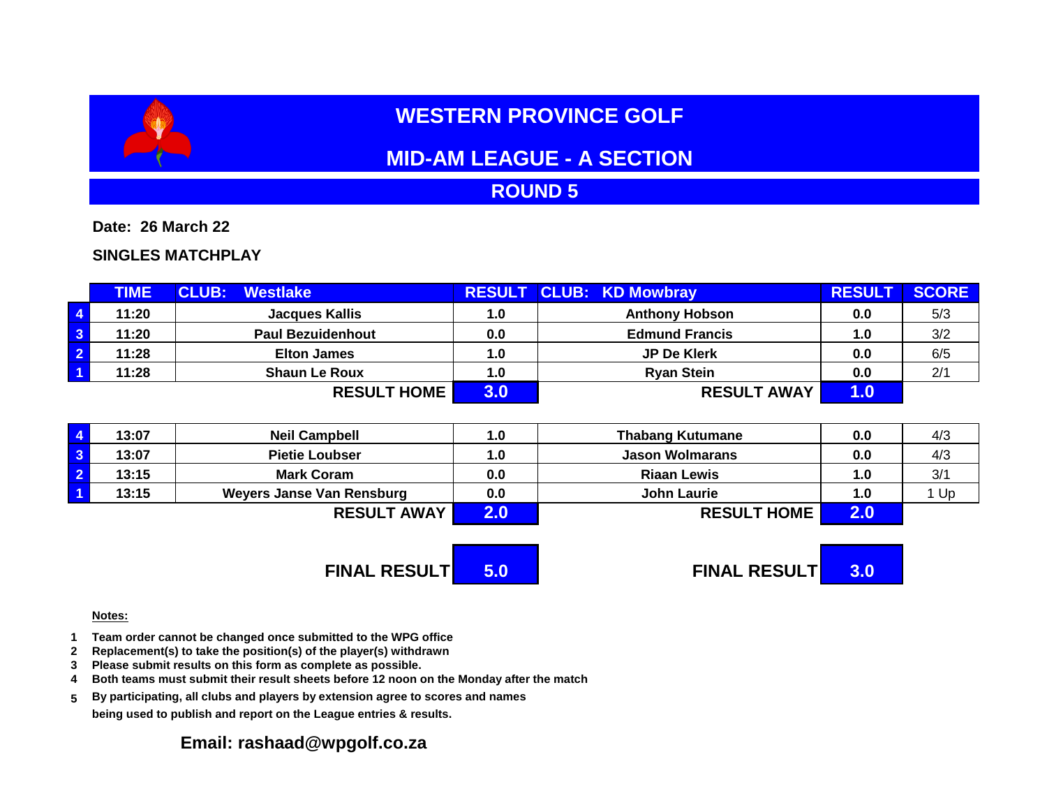# WESTERN PROVINCE GOLF

## MID-AM LEAGUE - A SECTION

## ROUND 5

**Date: 26 March 22**

**SINGLES MATCHPLAY**

| | TIME | CLUB: Westlake | RESULT | CLUB: KD Mowbray | RESULT | SCORE |
|---|---|---|---|---|---|---|
| 4 | 11:20 | Jacques Kallis | 1.0 | Anthony Hobson | 0.0 | 5/3 |
| 3 | 11:20 | Paul Bezuidenhout | 0.0 | Edmund Francis | 1.0 | 3/2 |
| 2 | 11:28 | Elton James | 1.0 | JP De Klerk | 0.0 | 6/5 |
| 1 | 11:28 | Shaun Le Roux | 1.0 | Ryan Stein | 0.0 | 2/1 |
| | | **RESULT HOME** | **3.0** | **RESULT AWAY** | **1.0** | |

| | TIME | | RESULT | | RESULT | SCORE |
|---|---|---|---|---|---|---|
| 4 | 13:07 | Neil Campbell | 1.0 | Thabang Kutumane | 0.0 | 4/3 |
| 3 | 13:07 | Pietie Loubser | 1.0 | Jason Wolmarans | 0.0 | 4/3 |
| 2 | 13:15 | Mark Coram | 0.0 | Riaan Lewis | 1.0 | 3/1 |
| 1 | 13:15 | Weyers Janse Van Rensburg | 0.0 | John Laurie | 1.0 | 1 Up |
| | | **RESULT AWAY** | **2.0** | **RESULT HOME** | **2.0** | |

| | | |
|---|---|---|
| **FINAL RESULT** | **5.0** | |
| **FINAL RESULT** | | **3.0** |

**Notes:**

1. Team order cannot be changed once submitted to the WPG office
2. Replacement(s) to take the position(s) of the player(s) withdrawn
3. Please submit results on this form as complete as possible.
4. Both teams must submit their result sheets before 12 noon on the Monday after the match
5. By participating, all clubs and players by extension agree to scores and names being used to publish and report on the League entries & results.

**Email: rashaad@wpgolf.co.za**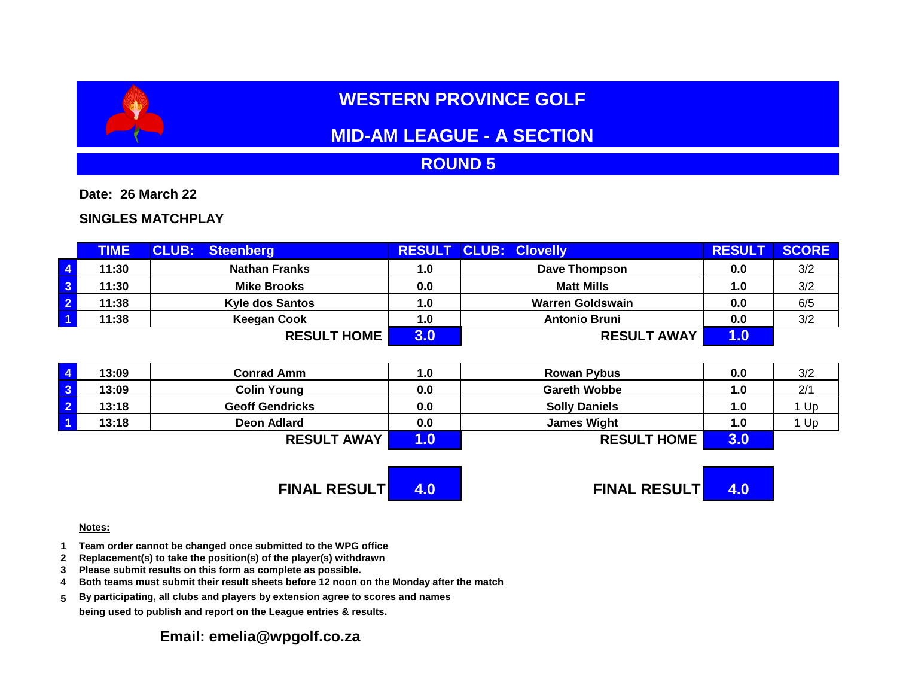# WESTERN PROVINCE GOLF

## MID-AM LEAGUE - A SECTION

## ROUND 5

**Date: 26 March 22**

**SINGLES MATCHPLAY**

| | TIME | CLUB: Steenberg | RESULT | CLUB: Clovelly | RESULT | SCORE |
|---|---|---|---|---|---|---|
| 4 | 11:30 | Nathan Franks | 1.0 | Dave Thompson | 0.0 | 3/2 |
| 3 | 11:30 | Mike Brooks | 0.0 | Matt Mills | 1.0 | 3/2 |
| 2 | 11:38 | Kyle dos Santos | 1.0 | Warren Goldswain | 0.0 | 6/5 |
| 1 | 11:38 | Keegan Cook | 1.0 | Antonio Bruni | 0.0 | 3/2 |
| | | **RESULT HOME** | **3.0** | **RESULT AWAY** | **1.0** | |

| | TIME | CLUB: Steenberg | RESULT | CLUB: Clovelly | RESULT | SCORE |
|---|---|---|---|---|---|---|
| 4 | 13:09 | Conrad Amm | 1.0 | Rowan Pybus | 0.0 | 3/2 |
| 3 | 13:09 | Colin Young | 0.0 | Gareth Wobbe | 1.0 | 2/1 |
| 2 | 13:18 | Geoff Gendricks | 0.0 | Solly Daniels | 1.0 | 1 Up |
| 1 | 13:18 | Deon Adlard | 0.0 | James Wight | 1.0 | 1 Up |
| | | **RESULT AWAY** | **1.0** | **RESULT HOME** | **3.0** | |

| | | | |
|---|---|---|---|
| **FINAL RESULT** | **4.0** | **FINAL RESULT** | **4.0** |

**Notes:**

1. Team order cannot be changed once submitted to the WPG office
2. Replacement(s) to take the position(s) of the player(s) withdrawn
3. Please submit results on this form as complete as possible.
4. Both teams must submit their result sheets before 12 noon on the Monday after the match
5. By participating, all clubs and players by extension agree to scores and names being used to publish and report on the League entries & results.

**Email: emelia@wpgolf.co.za**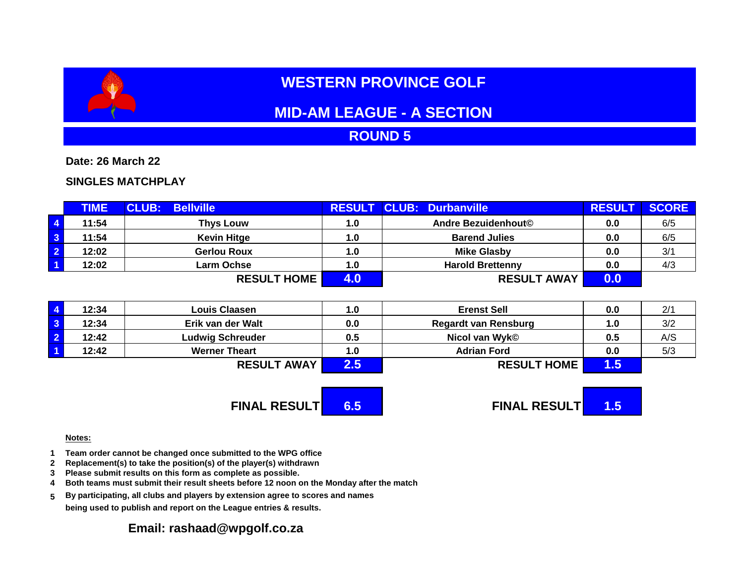# WESTERN PROVINCE GOLF

## MID-AM LEAGUE - A SECTION

## ROUND 5

**Date: 26 March 22**

**SINGLES MATCHPLAY**

| | TIME | CLUB: Bellville | RESULT | CLUB: Durbanville | RESULT | SCORE |
|---|---|---|---|---|---|---|
| 4 | 11:54 | Thys Louw | 1.0 | Andre Bezuidenhout© | 0.0 | 6/5 |
| 3 | 11:54 | Kevin Hitge | 1.0 | Barend Julies | 0.0 | 6/5 |
| 2 | 12:02 | Gerlou Roux | 1.0 | Mike Glasby | 0.0 | 3/1 |
| 1 | 12:02 | Larm Ochse | 1.0 | Harold Brettenny | 0.0 | 4/3 |
| | | **RESULT HOME** | **4.0** | **RESULT AWAY** | **0.0** | |

| | | | | | | |
|---|---|---|---|---|---|---|
| 4 | 12:34 | Louis Claasen | 1.0 | Erenst Sell | 0.0 | 2/1 |
| 3 | 12:34 | Erik van der Walt | 0.0 | Regardt van Rensburg | 1.0 | 3/2 |
| 2 | 12:42 | Ludwig Schreuder | 0.5 | Nicol van Wyk© | 0.5 | A/S |
| 1 | 12:42 | Werner Theart | 1.0 | Adrian Ford | 0.0 | 5/3 |
| | | **RESULT AWAY** | **2.5** | **RESULT HOME** | **1.5** | |

| | | | |
|---|---|---|---|
| **FINAL RESULT** | **6.5** | **FINAL RESULT** | **1.5** |

**Notes:**

1. Team order cannot be changed once submitted to the WPG office
2. Replacement(s) to take the position(s) of the player(s) withdrawn
3. Please submit results on this form as complete as possible.
4. Both teams must submit their result sheets before 12 noon on the Monday after the match
5. By participating, all clubs and players by extension agree to scores and names being used to publish and report on the League entries & results.

**Email: rashaad@wpgolf.co.za**